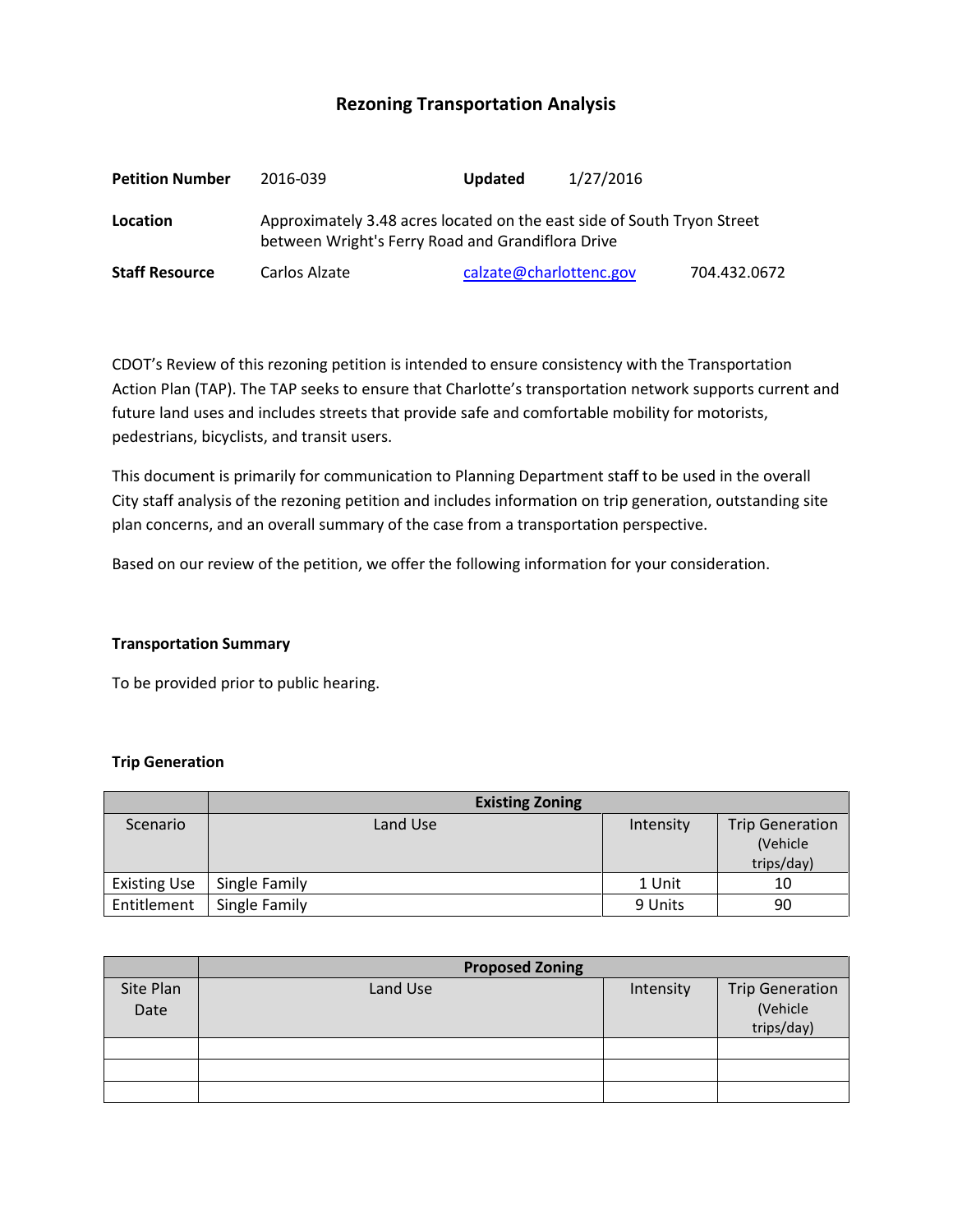# Rezoning Transportation Analysis

| | | | |
|---|---|---|---|
| **Petition Number** | 2016-039 | **Updated** | 1/27/2016 |
| **Location** | Approximately 3.48 acres located on the east side of South Tryon Street between Wright's Ferry Road and Grandiflora Drive | | |
| **Staff Resource** | Carlos Alzate | calzate@charlottenc.gov | 704.432.0672 |

CDOT's Review of this rezoning petition is intended to ensure consistency with the Transportation Action Plan (TAP). The TAP seeks to ensure that Charlotte's transportation network supports current and future land uses and includes streets that provide safe and comfortable mobility for motorists, pedestrians, bicyclists, and transit users.

This document is primarily for communication to Planning Department staff to be used in the overall City staff analysis of the rezoning petition and includes information on trip generation, outstanding site plan concerns, and an overall summary of the case from a transportation perspective.

Based on our review of the petition, we offer the following information for your consideration.

**Transportation Summary**

To be provided prior to public hearing.

**Trip Generation**

| | **Existing Zoning** | | |
|---|---|---|---|
| Scenario | Land Use | Intensity | Trip Generation (Vehicle trips/day) |
| Existing Use | Single Family | 1 Unit | 10 |
| Entitlement | Single Family | 9 Units | 90 |

| | **Proposed Zoning** | | |
|---|---|---|---|
| Site Plan Date | Land Use | Intensity | Trip Generation (Vehicle trips/day) |
| | | | |
| | | | |
| | | | |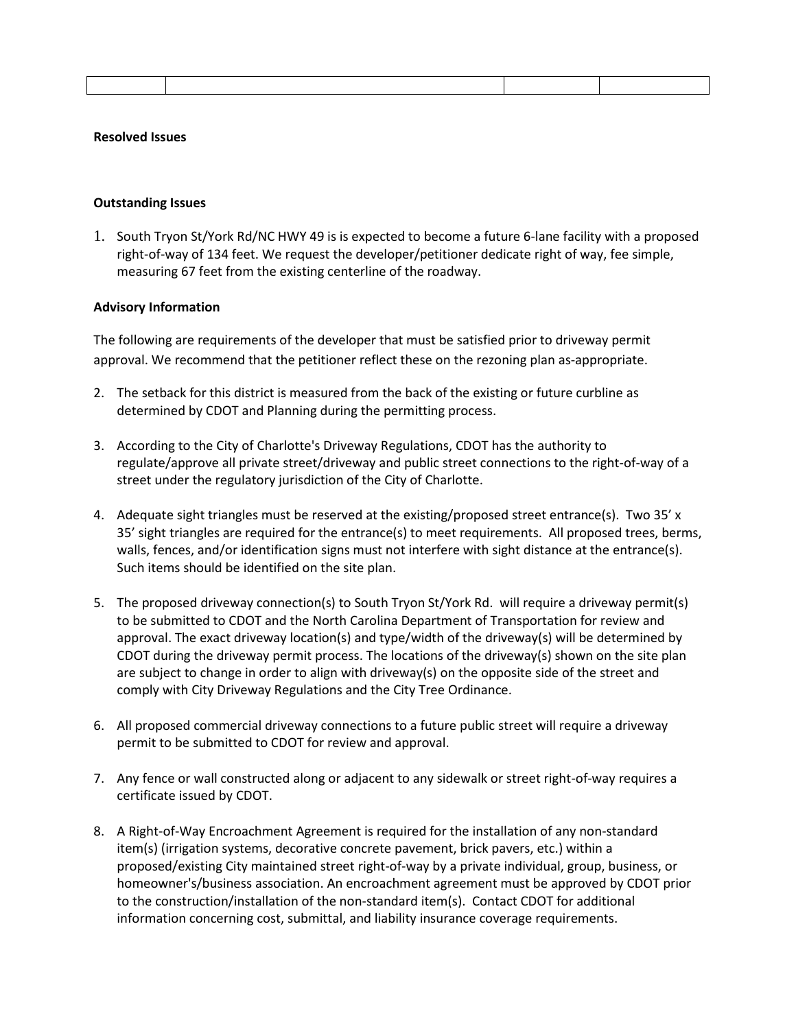| | | | |
|---|---|---|---|
| | | | |

**Resolved Issues**

**Outstanding Issues**

1. South Tryon St/York Rd/NC HWY 49 is is expected to become a future 6-lane facility with a proposed right-of-way of 134 feet. We request the developer/petitioner dedicate right of way, fee simple, measuring 67 feet from the existing centerline of the roadway.

**Advisory Information**

The following are requirements of the developer that must be satisfied prior to driveway permit approval. We recommend that the petitioner reflect these on the rezoning plan as-appropriate.

2. The setback for this district is measured from the back of the existing or future curbline as determined by CDOT and Planning during the permitting process.

3. According to the City of Charlotte's Driveway Regulations, CDOT has the authority to regulate/approve all private street/driveway and public street connections to the right-of-way of a street under the regulatory jurisdiction of the City of Charlotte.

4. Adequate sight triangles must be reserved at the existing/proposed street entrance(s). Two 35' x 35' sight triangles are required for the entrance(s) to meet requirements. All proposed trees, berms, walls, fences, and/or identification signs must not interfere with sight distance at the entrance(s). Such items should be identified on the site plan.

5. The proposed driveway connection(s) to South Tryon St/York Rd. will require a driveway permit(s) to be submitted to CDOT and the North Carolina Department of Transportation for review and approval. The exact driveway location(s) and type/width of the driveway(s) will be determined by CDOT during the driveway permit process. The locations of the driveway(s) shown on the site plan are subject to change in order to align with driveway(s) on the opposite side of the street and comply with City Driveway Regulations and the City Tree Ordinance.

6. All proposed commercial driveway connections to a future public street will require a driveway permit to be submitted to CDOT for review and approval.

7. Any fence or wall constructed along or adjacent to any sidewalk or street right-of-way requires a certificate issued by CDOT.

8. A Right-of-Way Encroachment Agreement is required for the installation of any non-standard item(s) (irrigation systems, decorative concrete pavement, brick pavers, etc.) within a proposed/existing City maintained street right-of-way by a private individual, group, business, or homeowner's/business association. An encroachment agreement must be approved by CDOT prior to the construction/installation of the non-standard item(s). Contact CDOT for additional information concerning cost, submittal, and liability insurance coverage requirements.